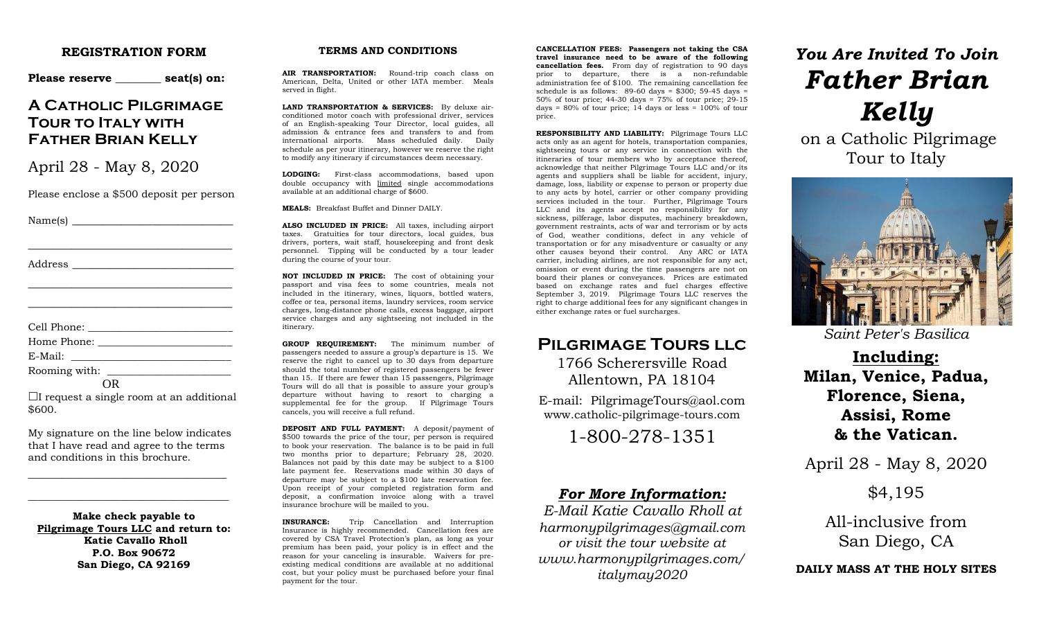## REGISTRATION FORM

**Please reserve ________ seat(s) on:**

## A Catholic Pilgrimage Tour to Italy with Father Brian Kelly

April 28 - May 8, 2020

Please enclose a $500 deposit per person

Name(s) ______________________________

______________________________________

Address ______________________________

______________________________________

______________________________________

Cell Phone: ___________________________

Home Phone: __________________________

E-Mail: ______________________________

Rooming with: ________________________

OR

☐I request a single room at an additional $600.

My signature on the line below indicates that I have read and agree to the terms and conditions in this brochure.

______________________________________

______________________________________

**Make check payable to**
**Pilgrimage Tours LLC and return to:**
**Katie Cavallo Rholl**
**P.O. Box 90672**
**San Diego, CA 92169**

## TERMS AND CONDITIONS

**AIR TRANSPORTATION:** Round-trip coach class on American, Delta, United or other IATA member. Meals served in flight.

**LAND TRANSPORTATION & SERVICES:** By deluxe air-conditioned motor coach with professional driver, services of an English-speaking Tour Director, local guides, all admission & entrance fees and transfers to and from international airports. Mass scheduled daily. Daily schedule as per your itinerary, however we reserve the right to modify any itinerary if circumstances deem necessary.

**LODGING:** First-class accommodations, based upon double occupancy with limited single accommodations available at an additional charge of $600.

**MEALS:** Breakfast Buffet and Dinner DAILY.

**ALSO INCLUDED IN PRICE:** All taxes, including airport taxes. Gratuities for tour directors, local guides, bus drivers, porters, wait staff, housekeeping and front desk personnel. Tipping will be conducted by a tour leader during the course of your tour.

**NOT INCLUDED IN PRICE:** The cost of obtaining your passport and visa fees to some countries, meals not included in the itinerary, wines, liquors, bottled waters, coffee or tea, personal items, laundry services, room service charges, long-distance phone calls, excess baggage, airport service charges and any sightseeing not included in the itinerary.

**GROUP REQUIREMENT:** The minimum number of passengers needed to assure a group's departure is 15. We reserve the right to cancel up to 30 days from departure should the total number of registered passengers be fewer than 15. If there are fewer than 15 passengers, Pilgrimage Tours will do all that is possible to assure your group's departure without having to resort to charging a supplemental fee for the group. If Pilgrimage Tours cancels, you will receive a full refund.

**DEPOSIT AND FULL PAYMENT:** A deposit/payment of $500 towards the price of the tour, per person is required to book your reservation. The balance is to be paid in full two months prior to departure; February 28, 2020. Balances not paid by this date may be subject to a $100 late payment fee. Reservations made within 30 days of departure may be subject to a $100 late reservation fee. Upon receipt of your completed registration form and deposit, a confirmation invoice along with a travel insurance brochure will be mailed to you.

**INSURANCE:** Trip Cancellation and Interruption Insurance is highly recommended. Cancellation fees are covered by CSA Travel Protection's plan, as long as your premium has been paid, your policy is in effect and the reason for your canceling is insurable. Waivers for pre-existing medical conditions are available at no additional cost, but your policy must be purchased before your final payment for the tour.

**CANCELLATION FEES: Passengers not taking the CSA travel insurance need to be aware of the following cancellation fees.** From day of registration to 90 days prior to departure, there is a non-refundable administration fee of $100. The remaining cancellation fee schedule is as follows: 89-60 days = $300; 59-45 days = 50% of tour price; 44-30 days = 75% of tour price; 29-15 days = 80% of tour price; 14 days or less = 100% of tour price.

**RESPONSIBILITY AND LIABILITY:** Pilgrimage Tours LLC acts only as an agent for hotels, transportation companies, sightseeing tours or any service in connection with the itineraries of tour members who by acceptance thereof, acknowledge that neither Pilgrimage Tours LLC and/or its agents and suppliers shall be liable for accident, injury, damage, loss, liability or expense to person or property due to any acts by hotel, carrier or other company providing services included in the tour. Further, Pilgrimage Tours LLC and its agents accept no responsibility for any sickness, pilferage, labor disputes, machinery breakdown, government restraints, acts of war and terrorism or by acts of God, weather conditions, defect in any vehicle of transportation or for any misadventure or casualty or any other causes beyond their control. Any ARC or IATA carrier, including airlines, are not responsible for any act, omission or event during the time passengers are not on board their planes or conveyances. Prices are estimated based on exchange rates and fuel charges effective September 3, 2019. Pilgrimage Tours LLC reserves the right to charge additional fees for any significant changes in either exchange rates or fuel surcharges.

## Pilgrimage Tours LLC

1766 Scherersville Road
Allentown, PA 18104

E-mail: PilgrimageTours@aol.com
www.catholic-pilgrimage-tours.com

1-800-278-1351

***For More Information:***

*E-Mail Katie Cavallo Rholl at harmonypilgrimages@gmail.com or visit the tour website at www.harmonypilgrimages.com/italymay2020*

# *You Are Invited To Join Father Brian Kelly*

on a Catholic Pilgrimage Tour to Italy

*Saint Peter's Basilica*

**Including:**
**Milan, Venice, Padua, Florence, Siena, Assisi, Rome & the Vatican.**

April 28 - May 8, 2020

$4,195

All-inclusive from San Diego, CA

**DAILY MASS AT THE HOLY SITES**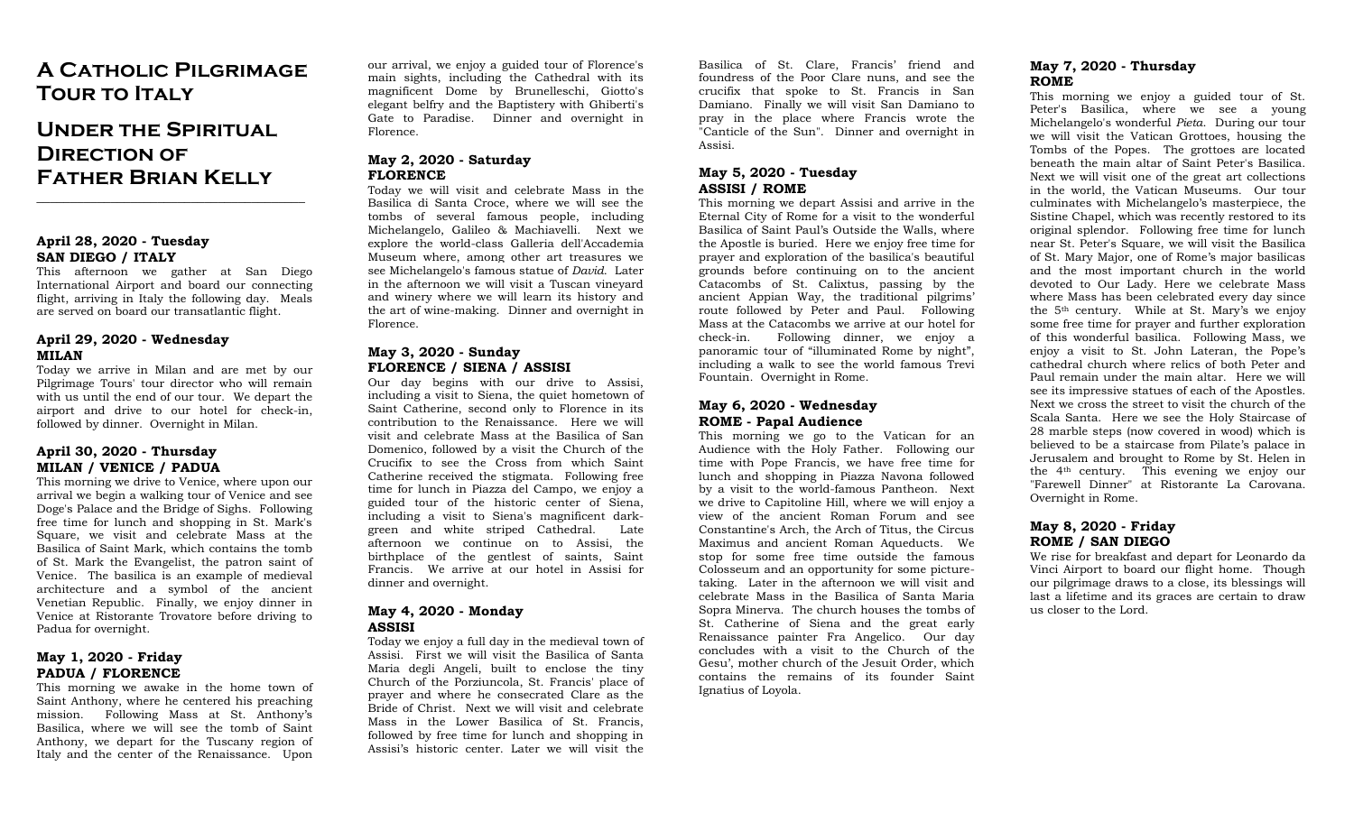# A Catholic Pilgrimage Tour to Italy

# Under the Spiritual Direction of Father Brian Kelly

---

### April 28, 2020 - Tuesday
### SAN DIEGO / ITALY

This afternoon we gather at San Diego International Airport and board our connecting flight, arriving in Italy the following day. Meals are served on board our transatlantic flight.

### April 29, 2020 - Wednesday
### MILAN

Today we arrive in Milan and are met by our Pilgrimage Tours' tour director who will remain with us until the end of our tour. We depart the airport and drive to our hotel for check-in, followed by dinner. Overnight in Milan.

### April 30, 2020 - Thursday
### MILAN / VENICE / PADUA

This morning we drive to Venice, where upon our arrival we begin a walking tour of Venice and see Doge's Palace and the Bridge of Sighs. Following free time for lunch and shopping in St. Mark's Square, we visit and celebrate Mass at the Basilica of Saint Mark, which contains the tomb of St. Mark the Evangelist, the patron saint of Venice. The basilica is an example of medieval architecture and a symbol of the ancient Venetian Republic. Finally, we enjoy dinner in Venice at Ristorante Trovatore before driving to Padua for overnight.

### May 1, 2020 - Friday
### PADUA / FLORENCE

This morning we awake in the home town of Saint Anthony, where he centered his preaching mission. Following Mass at St. Anthony's Basilica, where we will see the tomb of Saint Anthony, we depart for the Tuscany region of Italy and the center of the Renaissance. Upon our arrival, we enjoy a guided tour of Florence's main sights, including the Cathedral with its magnificent Dome by Brunelleschi, Giotto's elegant belfry and the Baptistery with Ghiberti's Gate to Paradise. Dinner and overnight in Florence.

### May 2, 2020 - Saturday
### FLORENCE

Today we will visit and celebrate Mass in the Basilica di Santa Croce, where we will see the tombs of several famous people, including Michelangelo, Galileo & Machiavelli. Next we explore the world-class Galleria dell'Accademia Museum where, among other art treasures we see Michelangelo's famous statue of *David*. Later in the afternoon we will visit a Tuscan vineyard and winery where we will learn its history and the art of wine-making. Dinner and overnight in Florence.

### May 3, 2020 - Sunday
### FLORENCE / SIENA / ASSISI

Our day begins with our drive to Assisi, including a visit to Siena, the quiet hometown of Saint Catherine, second only to Florence in its contribution to the Renaissance. Here we will visit and celebrate Mass at the Basilica of San Domenico, followed by a visit the Church of the Crucifix to see the Cross from which Saint Catherine received the stigmata. Following free time for lunch in Piazza del Campo, we enjoy a guided tour of the historic center of Siena, including a visit to Siena's magnificent dark-green and white striped Cathedral. Late afternoon we continue on to Assisi, the birthplace of the gentlest of saints, Saint Francis. We arrive at our hotel in Assisi for dinner and overnight.

### May 4, 2020 - Monday
### ASSISI

Today we enjoy a full day in the medieval town of Assisi. First we will visit the Basilica of Santa Maria degli Angeli, built to enclose the tiny Church of the Porziuncola, St. Francis' place of prayer and where he consecrated Clare as the Bride of Christ. Next we will visit and celebrate Mass in the Lower Basilica of St. Francis, followed by free time for lunch and shopping in Assisi's historic center. Later we will visit the Basilica of St. Clare, Francis' friend and foundress of the Poor Clare nuns, and see the crucifix that spoke to St. Francis in San Damiano. Finally we will visit San Damiano to pray in the place where Francis wrote the "Canticle of the Sun". Dinner and overnight in Assisi.

### May 5, 2020 - Tuesday
### ASSISI / ROME

This morning we depart Assisi and arrive in the Eternal City of Rome for a visit to the wonderful Basilica of Saint Paul's Outside the Walls, where the Apostle is buried. Here we enjoy free time for prayer and exploration of the basilica's beautiful grounds before continuing on to the ancient Catacombs of St. Calixtus, passing by the ancient Appian Way, the traditional pilgrims' route followed by Peter and Paul. Following Mass at the Catacombs we arrive at our hotel for check-in. Following dinner, we enjoy a panoramic tour of "illuminated Rome by night", including a walk to see the world famous Trevi Fountain. Overnight in Rome.

### May 6, 2020 - Wednesday
### ROME - Papal Audience

This morning we go to the Vatican for an Audience with the Holy Father. Following our time with Pope Francis, we have free time for lunch and shopping in Piazza Navona followed by a visit to the world-famous Pantheon. Next we drive to Capitoline Hill, where we will enjoy a view of the ancient Roman Forum and see Constantine's Arch, the Arch of Titus, the Circus Maximus and ancient Roman Aqueducts. We stop for some free time outside the famous Colosseum and an opportunity for some picture-taking. Later in the afternoon we will visit and celebrate Mass in the Basilica of Santa Maria Sopra Minerva. The church houses the tombs of St. Catherine of Siena and the great early Renaissance painter Fra Angelico. Our day concludes with a visit to the Church of the Gesu', mother church of the Jesuit Order, which contains the remains of its founder Saint Ignatius of Loyola.

### May 7, 2020 - Thursday
### ROME

This morning we enjoy a guided tour of St. Peter's Basilica, where we see a young Michelangelo's wonderful *Pieta*. During our tour we will visit the Vatican Grottoes, housing the Tombs of the Popes. The grottoes are located beneath the main altar of Saint Peter's Basilica. Next we will visit one of the great art collections in the world, the Vatican Museums. Our tour culminates with Michelangelo's masterpiece, the Sistine Chapel, which was recently restored to its original splendor. Following free time for lunch near St. Peter's Square, we will visit the Basilica of St. Mary Major, one of Rome's major basilicas and the most important church in the world devoted to Our Lady. Here we celebrate Mass where Mass has been celebrated every day since the 5th century. While at St. Mary's we enjoy some free time for prayer and further exploration of this wonderful basilica. Following Mass, we enjoy a visit to St. John Lateran, the Pope's cathedral church where relics of both Peter and Paul remain under the main altar. Here we will see its impressive statues of each of the Apostles. Next we cross the street to visit the church of the Scala Santa. Here we see the Holy Staircase of 28 marble steps (now covered in wood) which is believed to be a staircase from Pilate's palace in Jerusalem and brought to Rome by St. Helen in the 4th century. This evening we enjoy our "Farewell Dinner" at Ristorante La Carovana. Overnight in Rome.

### May 8, 2020 - Friday
### ROME / SAN DIEGO

We rise for breakfast and depart for Leonardo da Vinci Airport to board our flight home. Though our pilgrimage draws to a close, its blessings will last a lifetime and its graces are certain to draw us closer to the Lord.